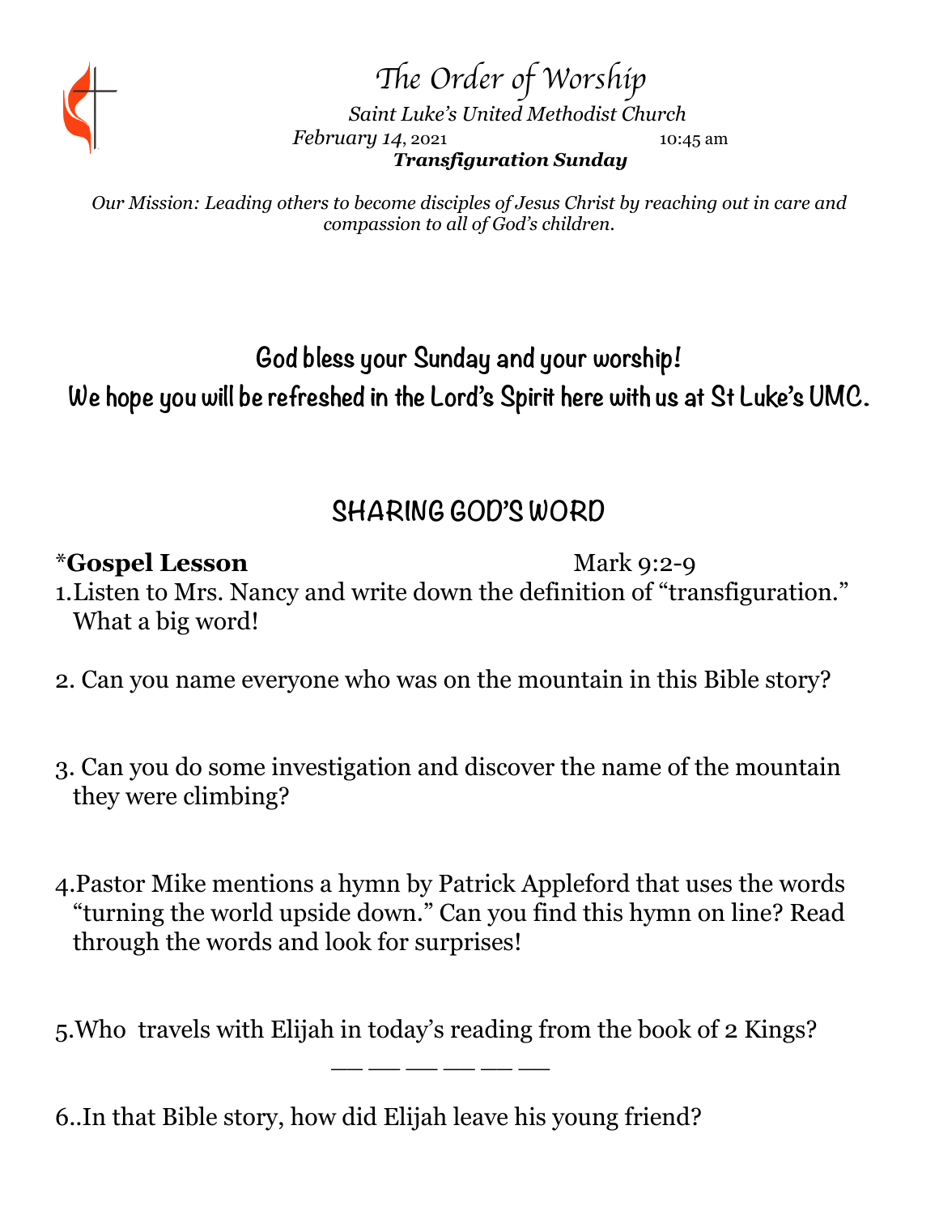# The Order of Worship

*Saint Luke's United Methodist Church*

*February 14*, 2021 10:45 am

***Transfiguration Sunday***

*Our Mission: Leading others to become disciples of Jesus Christ by reaching out in care and compassion to all of God's children.*

**God bless your Sunday and your worship!**
**We hope you will be refreshed in the Lord's Spirit here with us at St Luke's UMC.**

## SHARING GOD'S WORD

*__Gospel Lesson__ Mark 9:2-9

1. Listen to Mrs. Nancy and write down the definition of "transfiguration." What a big word!

2. Can you name everyone who was on the mountain in this Bible story?

3. Can you do some investigation and discover the name of the mountain they were climbing?

4. Pastor Mike mentions a hymn by Patrick Appleford that uses the words "turning the world upside down." Can you find this hymn on line? Read through the words and look for surprises!

5. Who travels with Elijah in today's reading from the book of 2 Kings?

   ___ ___ ___ ___ ___ ___

6. In that Bible story, how did Elijah leave his young friend?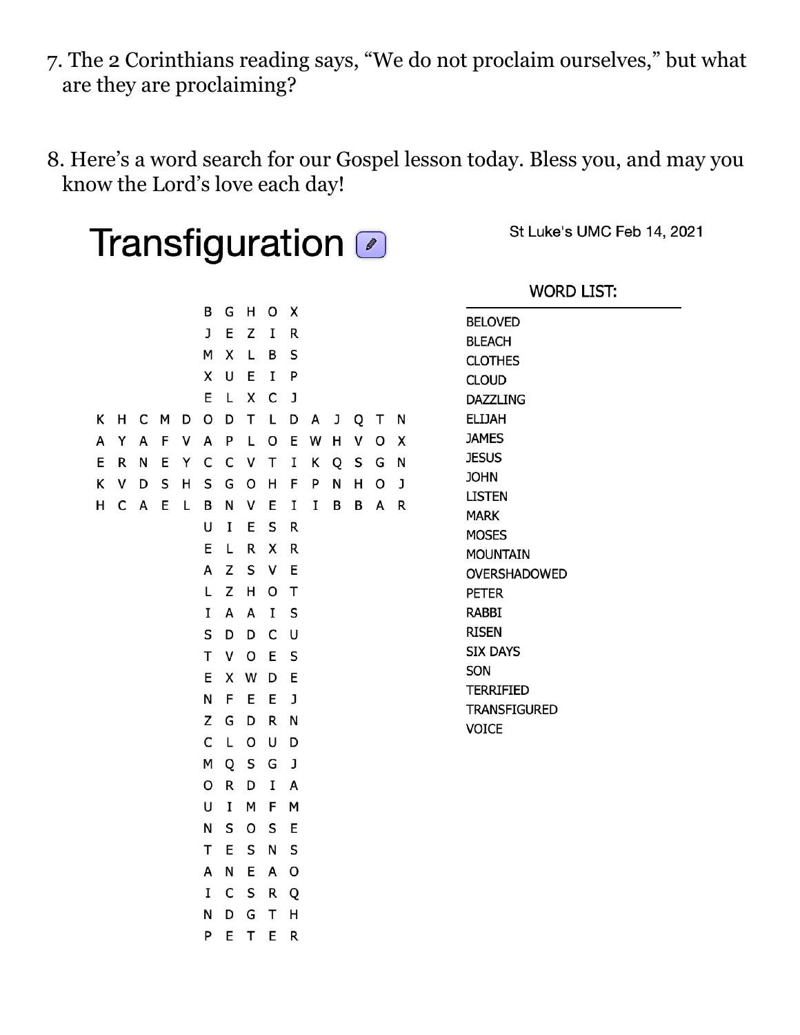7. The 2 Corinthians reading says, "We do not proclaim ourselves," but what are they are proclaiming?

8. Here's a word search for our Gospel lesson today. Bless you, and may you know the Lord's love each day!

# Transfiguration

St Luke's UMC Feb 14, 2021

```
                    B G H O X
                    J E Z I R
                    M X L B S
                    X U E I P
                    E L X C J
K H C M D O D T L D A J Q T N
A Y A F V A P L O E W H V O X
E R N E Y C C V T I K Q S G N
K V D S H S G O H F P N H O J
H C A E L B N V E I I B B A R
                    U I E S R
                    E L R X R
                    A Z S V E
                    L Z H O T
                    I A A I S
                    S D D C U
                    T V O E S
                    E X W D E
                    N F E E J
                    Z G D R N
                    C L O U D
                    M Q S G J
                    O R D I A
                    U I M F M
                    N S O S E
                    T E S N S
                    A N E A O
                    I C S R Q
                    N D G T H
                    P E T E R
```

**WORD LIST:**

BELOVED
BLEACH
CLOTHES
CLOUD
DAZZLING
ELIJAH
JAMES
JESUS
JOHN
LISTEN
MARK
MOSES
MOUNTAIN
OVERSHADOWED
PETER
RABBI
RISEN
SIX DAYS
SON
TERRIFIED
TRANSFIGURED
VOICE